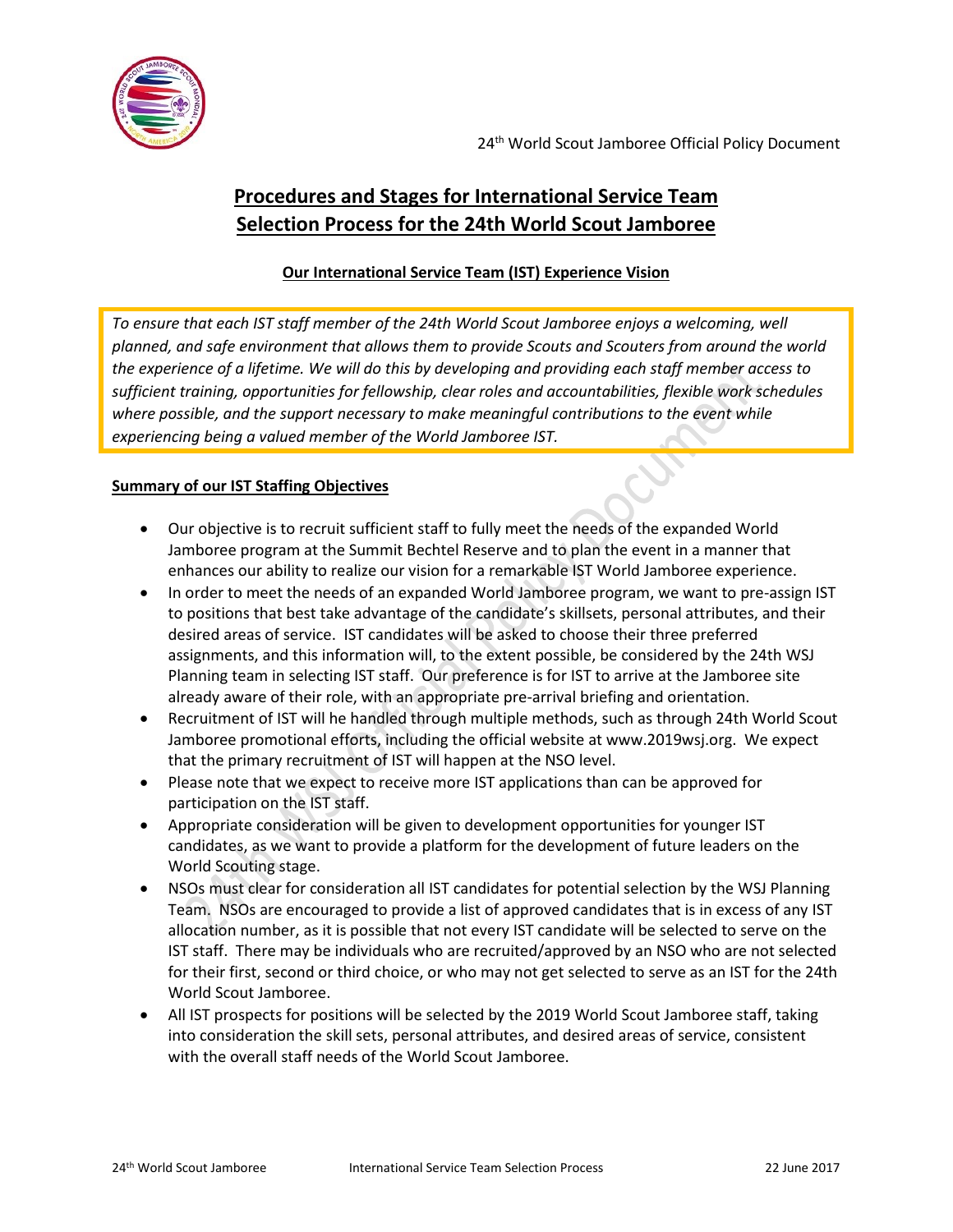24th World Scout Jamboree Official Policy Document

# Procedures and Stages for International Service Team Selection Process for the 24th World Scout Jamboree

## Our International Service Team (IST) Experience Vision

*To ensure that each IST staff member of the 24th World Scout Jamboree enjoys a welcoming, well planned, and safe environment that allows them to provide Scouts and Scouters from around the world the experience of a lifetime. We will do this by developing and providing each staff member access to sufficient training, opportunities for fellowship, clear roles and accountabilities, flexible work schedules where possible, and the support necessary to make meaningful contributions to the event while experiencing being a valued member of the World Jamboree IST.*

## Summary of our IST Staffing Objectives

- Our objective is to recruit sufficient staff to fully meet the needs of the expanded World Jamboree program at the Summit Bechtel Reserve and to plan the event in a manner that enhances our ability to realize our vision for a remarkable IST World Jamboree experience.
- In order to meet the needs of an expanded World Jamboree program, we want to pre-assign IST to positions that best take advantage of the candidate's skillsets, personal attributes, and their desired areas of service. IST candidates will be asked to choose their three preferred assignments, and this information will, to the extent possible, be considered by the 24th WSJ Planning team in selecting IST staff. Our preference is for IST to arrive at the Jamboree site already aware of their role, with an appropriate pre-arrival briefing and orientation.
- Recruitment of IST will he handled through multiple methods, such as through 24th World Scout Jamboree promotional efforts, including the official website at www.2019wsj.org. We expect that the primary recruitment of IST will happen at the NSO level.
- Please note that we expect to receive more IST applications than can be approved for participation on the IST staff.
- Appropriate consideration will be given to development opportunities for younger IST candidates, as we want to provide a platform for the development of future leaders on the World Scouting stage.
- NSOs must clear for consideration all IST candidates for potential selection by the WSJ Planning Team. NSOs are encouraged to provide a list of approved candidates that is in excess of any IST allocation number, as it is possible that not every IST candidate will be selected to serve on the IST staff. There may be individuals who are recruited/approved by an NSO who are not selected for their first, second or third choice, or who may not get selected to serve as an IST for the 24th World Scout Jamboree.
- All IST prospects for positions will be selected by the 2019 World Scout Jamboree staff, taking into consideration the skill sets, personal attributes, and desired areas of service, consistent with the overall staff needs of the World Scout Jamboree.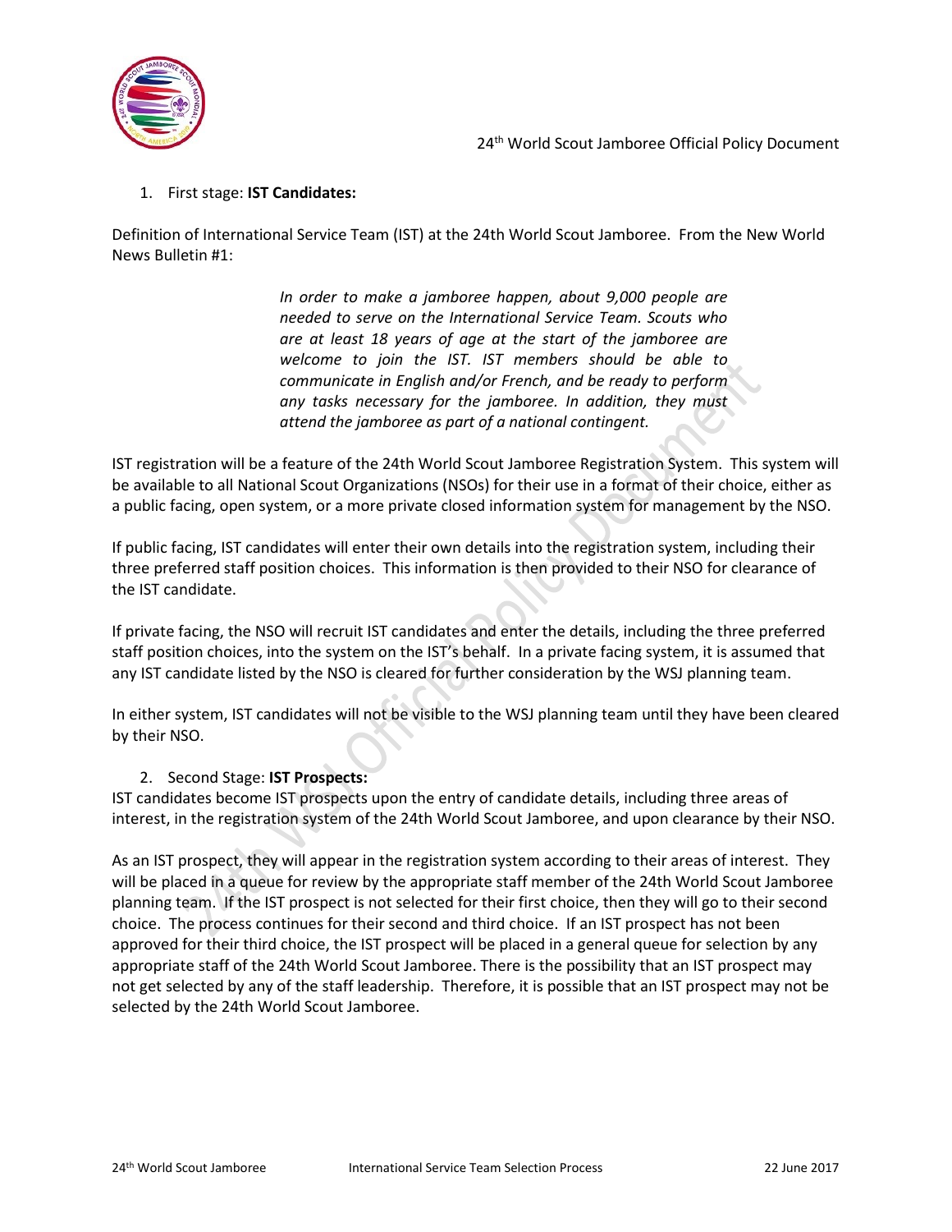1. First stage: **IST Candidates:**

Definition of International Service Team (IST) at the 24th World Scout Jamboree. From the New World News Bulletin #1:

> *In order to make a jamboree happen, about 9,000 people are needed to serve on the International Service Team. Scouts who are at least 18 years of age at the start of the jamboree are welcome to join the IST. IST members should be able to communicate in English and/or French, and be ready to perform any tasks necessary for the jamboree. In addition, they must attend the jamboree as part of a national contingent.*

IST registration will be a feature of the 24th World Scout Jamboree Registration System. This system will be available to all National Scout Organizations (NSOs) for their use in a format of their choice, either as a public facing, open system, or a more private closed information system for management by the NSO.

If public facing, IST candidates will enter their own details into the registration system, including their three preferred staff position choices. This information is then provided to their NSO for clearance of the IST candidate.

If private facing, the NSO will recruit IST candidates and enter the details, including the three preferred staff position choices, into the system on the IST's behalf. In a private facing system, it is assumed that any IST candidate listed by the NSO is cleared for further consideration by the WSJ planning team.

In either system, IST candidates will not be visible to the WSJ planning team until they have been cleared by their NSO.

2. Second Stage: **IST Prospects:**

IST candidates become IST prospects upon the entry of candidate details, including three areas of interest, in the registration system of the 24th World Scout Jamboree, and upon clearance by their NSO.

As an IST prospect, they will appear in the registration system according to their areas of interest. They will be placed in a queue for review by the appropriate staff member of the 24th World Scout Jamboree planning team. If the IST prospect is not selected for their first choice, then they will go to their second choice. The process continues for their second and third choice. If an IST prospect has not been approved for their third choice, the IST prospect will be placed in a general queue for selection by any appropriate staff of the 24th World Scout Jamboree. There is the possibility that an IST prospect may not get selected by any of the staff leadership. Therefore, it is possible that an IST prospect may not be selected by the 24th World Scout Jamboree.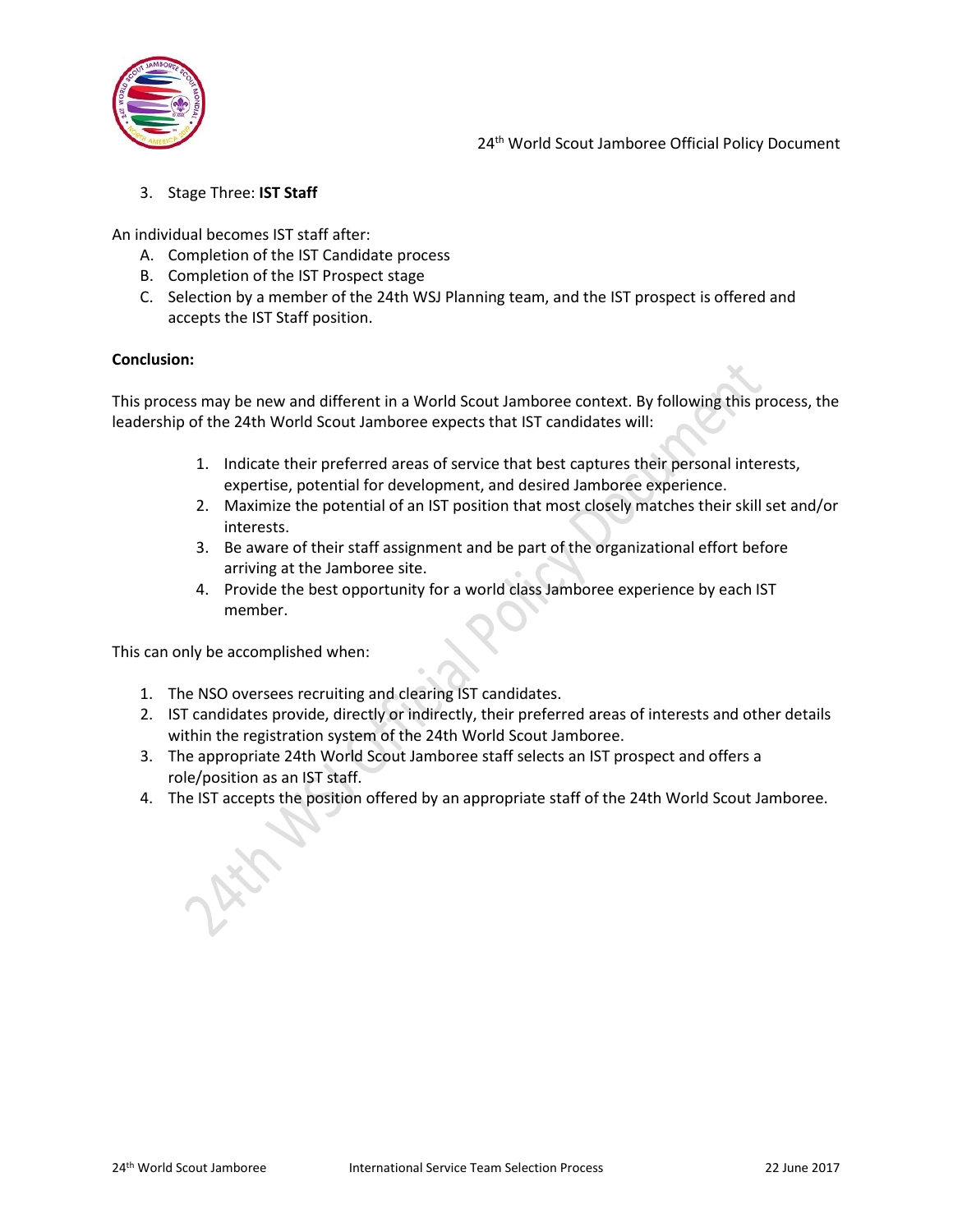3. Stage Three: **IST Staff**

An individual becomes IST staff after:

A. Completion of the IST Candidate process
B. Completion of the IST Prospect stage
C. Selection by a member of the 24th WSJ Planning team, and the IST prospect is offered and accepts the IST Staff position.

**Conclusion:**

This process may be new and different in a World Scout Jamboree context. By following this process, the leadership of the 24th World Scout Jamboree expects that IST candidates will:

1. Indicate their preferred areas of service that best captures their personal interests, expertise, potential for development, and desired Jamboree experience.
2. Maximize the potential of an IST position that most closely matches their skill set and/or interests.
3. Be aware of their staff assignment and be part of the organizational effort before arriving at the Jamboree site.
4. Provide the best opportunity for a world class Jamboree experience by each IST member.

This can only be accomplished when:

1. The NSO oversees recruiting and clearing IST candidates.
2. IST candidates provide, directly or indirectly, their preferred areas of interests and other details within the registration system of the 24th World Scout Jamboree.
3. The appropriate 24th World Scout Jamboree staff selects an IST prospect and offers a role/position as an IST staff.
4. The IST accepts the position offered by an appropriate staff of the 24th World Scout Jamboree.